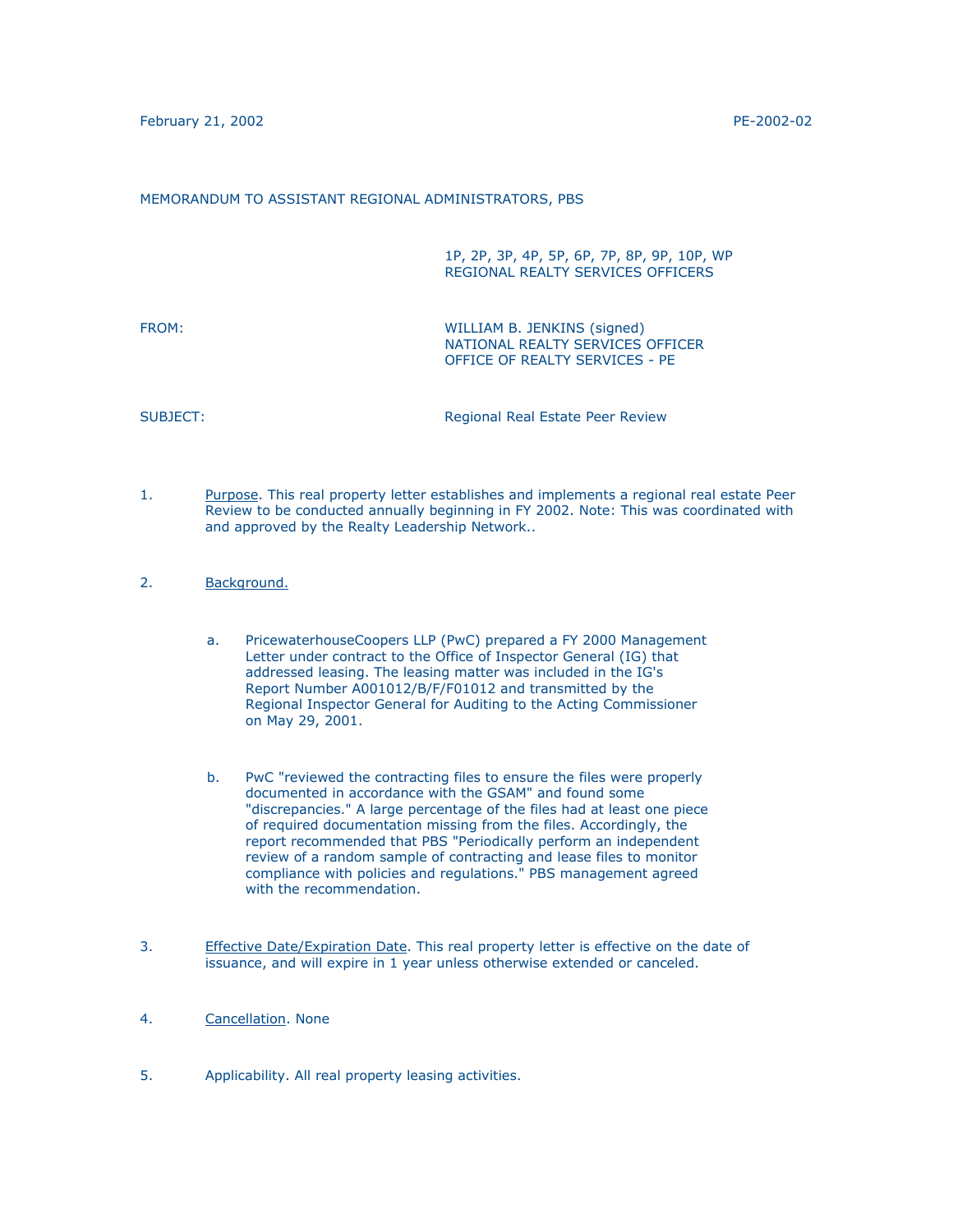February 21, 2002 PE-2002-02

MEMORANDUM TO ASSISTANT REGIONAL ADMINISTRATORS, PBS

1P, 2P, 3P, 4P, 5P, 6P, 7P, 8P, 9P, 10P, WP
REGIONAL REALTY SERVICES OFFICERS

FROM: WILLIAM B. JENKINS (signed)
NATIONAL REALTY SERVICES OFFICER
OFFICE OF REALTY SERVICES - PE

SUBJECT: Regional Real Estate Peer Review

1. Purpose. This real property letter establishes and implements a regional real estate Peer Review to be conducted annually beginning in FY 2002. Note: This was coordinated with and approved by the Realty Leadership Network..

2. Background.

   a. PricewaterhouseCoopers LLP (PwC) prepared a FY 2000 Management Letter under contract to the Office of Inspector General (IG) that addressed leasing. The leasing matter was included in the IG's Report Number A001012/B/F/F01012 and transmitted by the Regional Inspector General for Auditing to the Acting Commissioner on May 29, 2001.

   b. PwC "reviewed the contracting files to ensure the files were properly documented in accordance with the GSAM" and found some "discrepancies." A large percentage of the files had at least one piece of required documentation missing from the files. Accordingly, the report recommended that PBS "Periodically perform an independent review of a random sample of contracting and lease files to monitor compliance with policies and regulations." PBS management agreed with the recommendation.

3. Effective Date/Expiration Date. This real property letter is effective on the date of issuance, and will expire in 1 year unless otherwise extended or canceled.

4. Cancellation. None

5. Applicability. All real property leasing activities.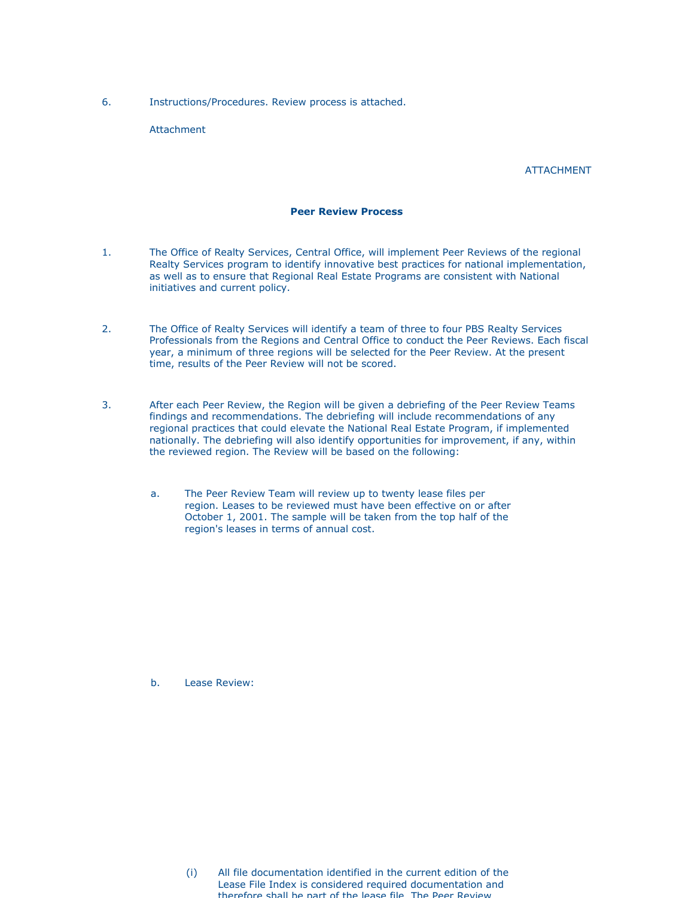6. Instructions/Procedures. Review process is attached.

   Attachment

ATTACHMENT

**Peer Review Process**

1. The Office of Realty Services, Central Office, will implement Peer Reviews of the regional Realty Services program to identify innovative best practices for national implementation, as well as to ensure that Regional Real Estate Programs are consistent with National initiatives and current policy.

2. The Office of Realty Services will identify a team of three to four PBS Realty Services Professionals from the Regions and Central Office to conduct the Peer Reviews. Each fiscal year, a minimum of three regions will be selected for the Peer Review. At the present time, results of the Peer Review will not be scored.

3. After each Peer Review, the Region will be given a debriefing of the Peer Review Teams findings and recommendations. The debriefing will include recommendations of any regional practices that could elevate the National Real Estate Program, if implemented nationally. The debriefing will also identify opportunities for improvement, if any, within the reviewed region. The Review will be based on the following:

   a. The Peer Review Team will review up to twenty lease files per region. Leases to be reviewed must have been effective on or after October 1, 2001. The sample will be taken from the top half of the region's leases in terms of annual cost.

   b. Lease Review:

      (i) All file documentation identified in the current edition of the Lease File Index is considered required documentation and therefore shall be part of the lease file. The Peer Review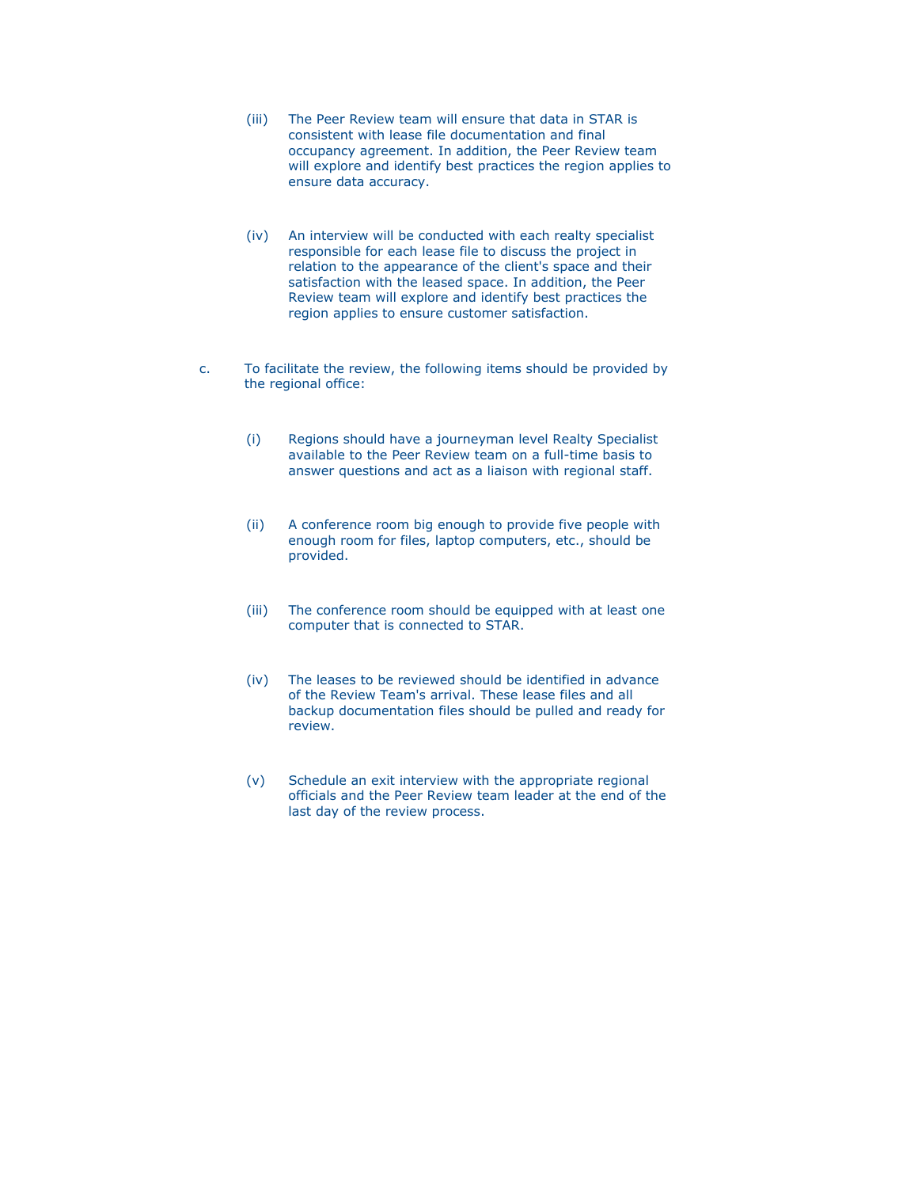(iii) The Peer Review team will ensure that data in STAR is consistent with lease file documentation and final occupancy agreement. In addition, the Peer Review team will explore and identify best practices the region applies to ensure data accuracy.

(iv) An interview will be conducted with each realty specialist responsible for each lease file to discuss the project in relation to the appearance of the client's space and their satisfaction with the leased space. In addition, the Peer Review team will explore and identify best practices the region applies to ensure customer satisfaction.

c. To facilitate the review, the following items should be provided by the regional office:

(i) Regions should have a journeyman level Realty Specialist available to the Peer Review team on a full-time basis to answer questions and act as a liaison with regional staff.

(ii) A conference room big enough to provide five people with enough room for files, laptop computers, etc., should be provided.

(iii) The conference room should be equipped with at least one computer that is connected to STAR.

(iv) The leases to be reviewed should be identified in advance of the Review Team's arrival. These lease files and all backup documentation files should be pulled and ready for review.

(v) Schedule an exit interview with the appropriate regional officials and the Peer Review team leader at the end of the last day of the review process.